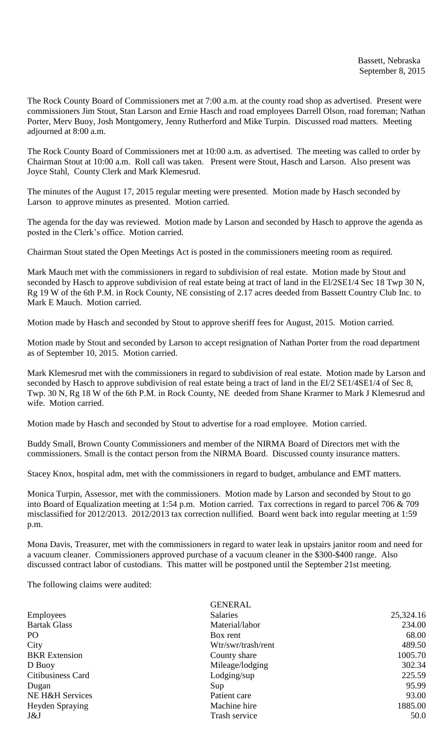Bassett, Nebraska
September 8, 2015

The Rock County Board of Commissioners met at 7:00 a.m. at the county road shop as advertised. Present were commissioners Jim Stout, Stan Larson and Ernie Hasch and road employees Darrell Olson, road foreman; Nathan Porter, Merv Buoy, Josh Montgomery, Jenny Rutherford and Mike Turpin. Discussed road matters. Meeting adjourned at 8:00 a.m.

The Rock County Board of Commissioners met at 10:00 a.m. as advertised. The meeting was called to order by Chairman Stout at 10:00 a.m. Roll call was taken. Present were Stout, Hasch and Larson. Also present was Joyce Stahl, County Clerk and Mark Klemesrud.

The minutes of the August 17, 2015 regular meeting were presented. Motion made by Hasch seconded by Larson to approve minutes as presented. Motion carried.

The agenda for the day was reviewed. Motion made by Larson and seconded by Hasch to approve the agenda as posted in the Clerk's office. Motion carried.

Chairman Stout stated the Open Meetings Act is posted in the commissioners meeting room as required.

Mark Mauch met with the commissioners in regard to subdivision of real estate. Motion made by Stout and seconded by Hasch to approve subdivision of real estate being at tract of land in the El/2SE1/4 Sec 18 Twp 30 N, Rg 19 W of the 6th P.M. in Rock County, NE consisting of 2.17 acres deeded from Bassett Country Club Inc. to Mark E Mauch. Motion carried.

Motion made by Hasch and seconded by Stout to approve sheriff fees for August, 2015. Motion carried.

Motion made by Stout and seconded by Larson to accept resignation of Nathan Porter from the road department as of September 10, 2015. Motion carried.

Mark Klemesrud met with the commissioners in regard to subdivision of real estate. Motion made by Larson and seconded by Hasch to approve subdivision of real estate being a tract of land in the El/2 SE1/4SE1/4 of Sec 8, Twp. 30 N, Rg 18 W of the 6th P.M. in Rock County, NE deeded from Shane Krarmer to Mark J Klemesrud and wife. Motion carried.

Motion made by Hasch and seconded by Stout to advertise for a road employee. Motion carried.

Buddy Small, Brown County Commissioners and member of the NIRMA Board of Directors met with the commissioners. Small is the contact person from the NIRMA Board. Discussed county insurance matters.

Stacey Knox, hospital adm, met with the commissioners in regard to budget, ambulance and EMT matters.

Monica Turpin, Assessor, met with the commissioners. Motion made by Larson and seconded by Stout to go into Board of Equalization meeting at 1:54 p.m. Motion carried. Tax corrections in regard to parcel 706 & 709 misclassified for 2012/2013. 2012/2013 tax correction nullified. Board went back into regular meeting at 1:59 p.m.

Mona Davis, Treasurer, met with the commissioners in regard to water leak in upstairs janitor room and need for a vacuum cleaner. Commissioners approved purchase of a vacuum cleaner in the $300-$400 range. Also discussed contract labor of custodians. This matter will be postponed until the September 21st meeting.

The following claims were audited:

| | GENERAL | |
|---|---|---|
| Employees | Salaries | 25,324.16 |
| Bartak Glass | Material/labor | 234.00 |
| PO | Box rent | 68.00 |
| City | Wtr/swr/trash/rent | 489.50 |
| BKR Extension | County share | 1005.70 |
| D Buoy | Mileage/lodging | 302.34 |
| Citibusiness Card | Lodging/sup | 225.59 |
| Dugan | Sup | 95.99 |
| NE H&H Services | Patient care | 93.00 |
| Heyden Spraying | Machine hire | 1885.00 |
| J&J | Trash service | 50.0 |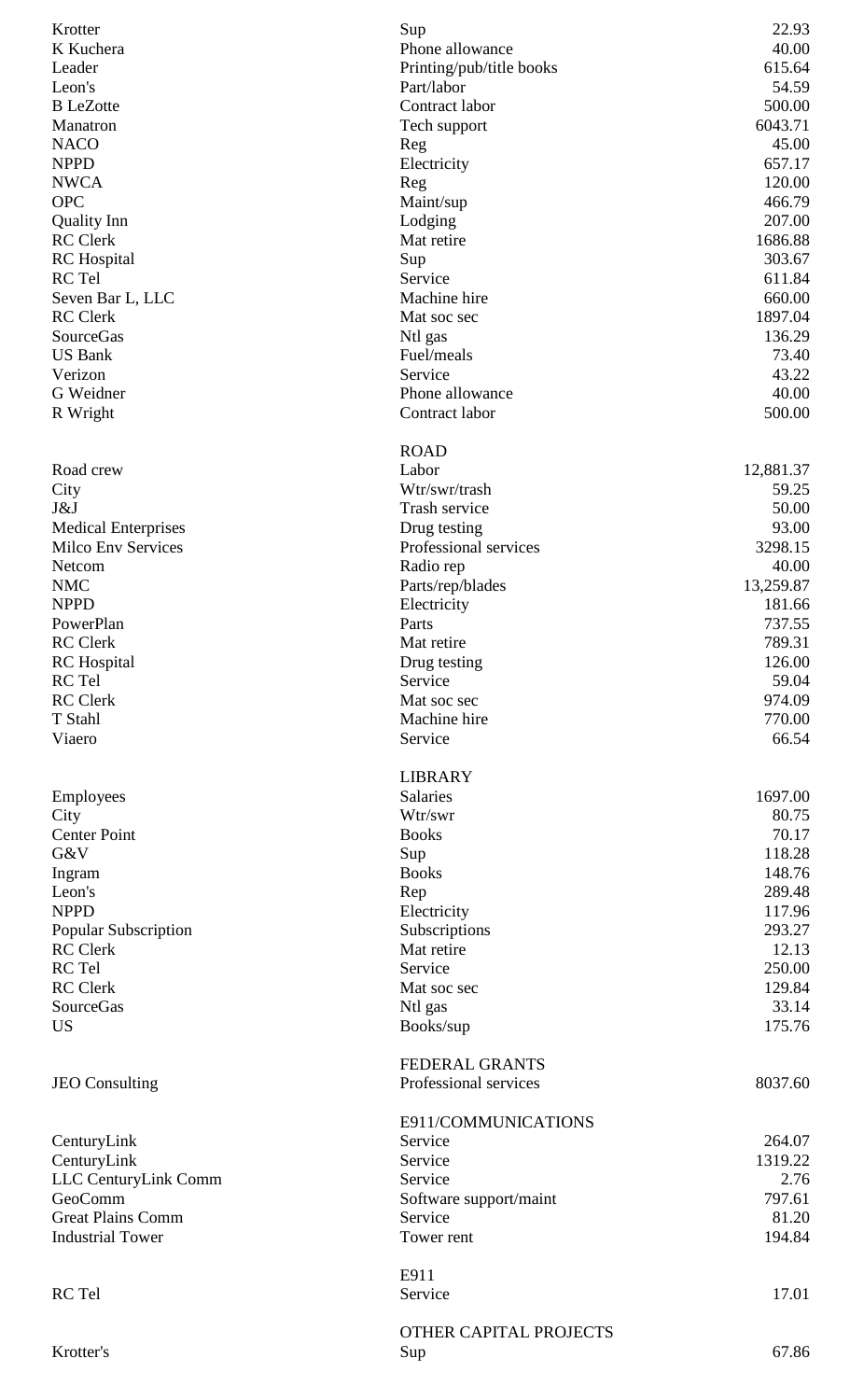| | | |
|---|---|---|
| Krotter | Sup | 22.93 |
| K Kuchera | Phone allowance | 40.00 |
| Leader | Printing/pub/title books | 615.64 |
| Leon's | Part/labor | 54.59 |
| B LeZotte | Contract labor | 500.00 |
| Manatron | Tech support | 6043.71 |
| NACO | Reg | 45.00 |
| NPPD | Electricity | 657.17 |
| NWCA | Reg | 120.00 |
| OPC | Maint/sup | 466.79 |
| Quality Inn | Lodging | 207.00 |
| RC Clerk | Mat retire | 1686.88 |
| RC Hospital | Sup | 303.67 |
| RC Tel | Service | 611.84 |
| Seven Bar L, LLC | Machine hire | 660.00 |
| RC Clerk | Mat soc sec | 1897.04 |
| SourceGas | Ntl gas | 136.29 |
| US Bank | Fuel/meals | 73.40 |
| Verizon | Service | 43.22 |
| G Weidner | Phone allowance | 40.00 |
| R Wright | Contract labor | 500.00 |
| | ROAD | |
| Road crew | Labor | 12,881.37 |
| City | Wtr/swr/trash | 59.25 |
| J&J | Trash service | 50.00 |
| Medical Enterprises | Drug testing | 93.00 |
| Milco Env Services | Professional services | 3298.15 |
| Netcom | Radio rep | 40.00 |
| NMC | Parts/rep/blades | 13,259.87 |
| NPPD | Electricity | 181.66 |
| PowerPlan | Parts | 737.55 |
| RC Clerk | Mat retire | 789.31 |
| RC Hospital | Drug testing | 126.00 |
| RC Tel | Service | 59.04 |
| RC Clerk | Mat soc sec | 974.09 |
| T Stahl | Machine hire | 770.00 |
| Viaero | Service | 66.54 |
| | LIBRARY | |
| Employees | Salaries | 1697.00 |
| City | Wtr/swr | 80.75 |
| Center Point | Books | 70.17 |
| G&V | Sup | 118.28 |
| Ingram | Books | 148.76 |
| Leon's | Rep | 289.48 |
| NPPD | Electricity | 117.96 |
| Popular Subscription | Subscriptions | 293.27 |
| RC Clerk | Mat retire | 12.13 |
| RC Tel | Service | 250.00 |
| RC Clerk | Mat soc sec | 129.84 |
| SourceGas | Ntl gas | 33.14 |
| US | Books/sup | 175.76 |
| | FEDERAL GRANTS | |
| JEO Consulting | Professional services | 8037.60 |
| | E911/COMMUNICATIONS | |
| CenturyLink | Service | 264.07 |
| CenturyLink | Service | 1319.22 |
| LLC CenturyLink Comm | Service | 2.76 |
| GeoComm | Software support/maint | 797.61 |
| Great Plains Comm | Service | 81.20 |
| Industrial Tower | Tower rent | 194.84 |
| | E911 | |
| RC Tel | Service | 17.01 |
| | OTHER CAPITAL PROJECTS | |
| Krotter's | Sup | 67.86 |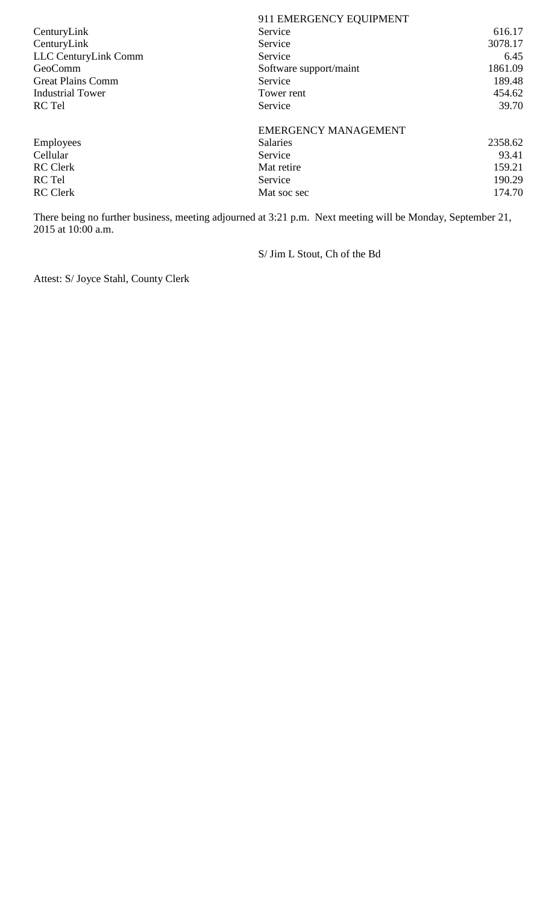| | | |
|---|---|---|
| | 911 EMERGENCY EQUIPMENT | |
| CenturyLink | Service | 616.17 |
| CenturyLink | Service | 3078.17 |
| LLC CenturyLink Comm | Service | 6.45 |
| GeoComm | Software support/maint | 1861.09 |
| Great Plains Comm | Service | 189.48 |
| Industrial Tower | Tower rent | 454.62 |
| RC Tel | Service | 39.70 |
| | EMERGENCY MANAGEMENT | |
| Employees | Salaries | 2358.62 |
| Cellular | Service | 93.41 |
| RC Clerk | Mat retire | 159.21 |
| RC Tel | Service | 190.29 |
| RC Clerk | Mat soc sec | 174.70 |

There being no further business, meeting adjourned at 3:21 p.m. Next meeting will be Monday, September 21, 2015 at 10:00 a.m.

S/ Jim L Stout, Ch of the Bd

Attest: S/ Joyce Stahl, County Clerk